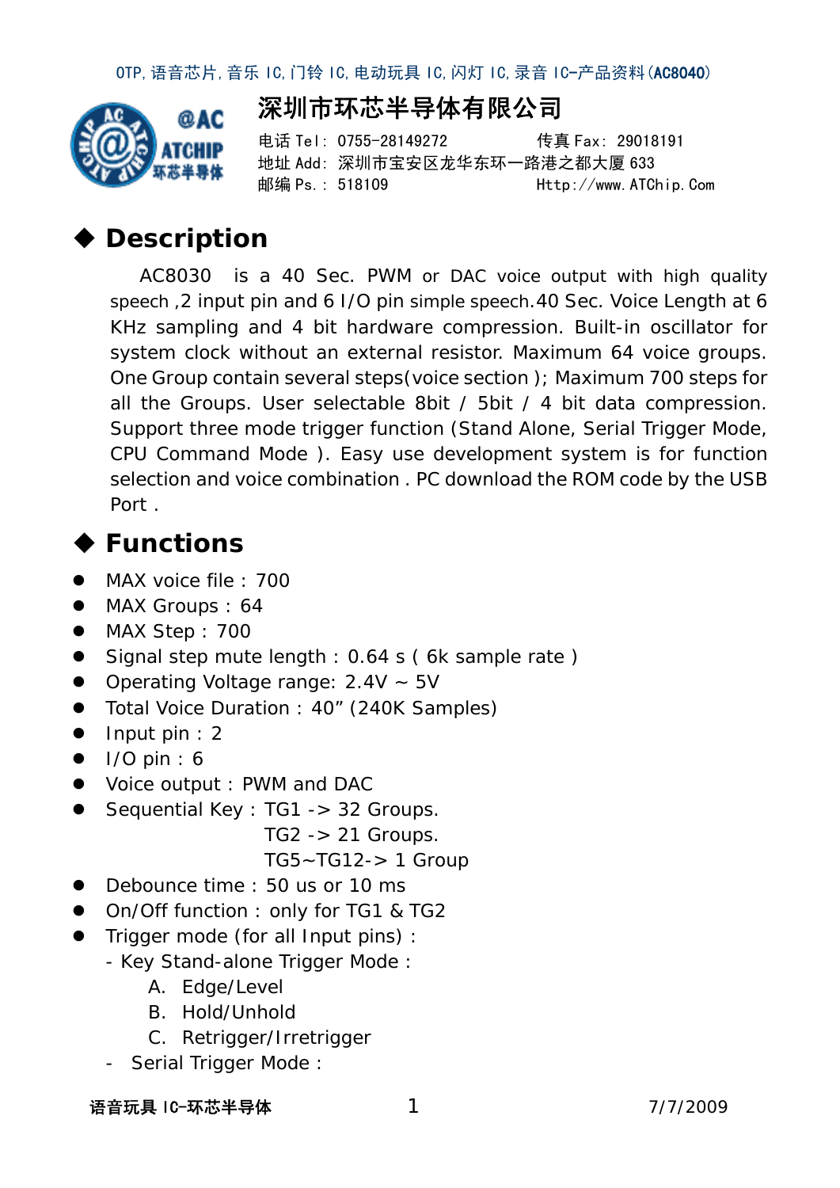OTP,语音芯片,音乐 IC,门铃 IC,电动玩具 IC,闪灯 IC,录音 IC-产品资料(**AC8040**)

# 深圳市环芯半导体有限公司

电话 Tel：0755-28149272　　　传真 Fax：29018191
地址 Add：深圳市宝安区龙华东环一路港之都大厦 633
邮编 Ps.：518109　　　Http://www.ATChip.Com

## ◆ Description

AC8030 is a 40 Sec. PWM or DAC voice output with high quality speech ,2 input pin and 6 I/O pin simple speech.40 Sec. Voice Length at 6 KHz sampling and 4 bit hardware compression. Built-in oscillator for system clock without an external resistor. Maximum 64 voice groups. One Group contain several steps(voice section ); Maximum 700 steps for all the Groups. User selectable 8bit / 5bit / 4 bit data compression. Support three mode trigger function (Stand Alone, Serial Trigger Mode, CPU Command Mode ). Easy use development system is for function selection and voice combination . PC download the ROM code by the USB Port .

## ◆ Functions

- MAX voice file：700
- MAX Groups：64
- MAX Step：700
- Signal step mute length：0.64 s ( 6k sample rate )
- Operating Voltage range: 2.4V ~ 5V
- Total Voice Duration：40" (240K Samples)
- Input pin：2
- I/O pin：6
- Voice output：PWM and DAC
- Sequential Key：TG1 -> 32 Groups.
  TG2 -> 21 Groups.
  TG5~TG12-> 1 Group
- Debounce time：50 us or 10 ms
- On/Off function：only for TG1 & TG2
- Trigger mode (for all Input pins)：
  - Key Stand-alone Trigger Mode：
    A. Edge/Level
    B. Hold/Unhold
    C. Retrigger/Irretrigger
  - Serial Trigger Mode：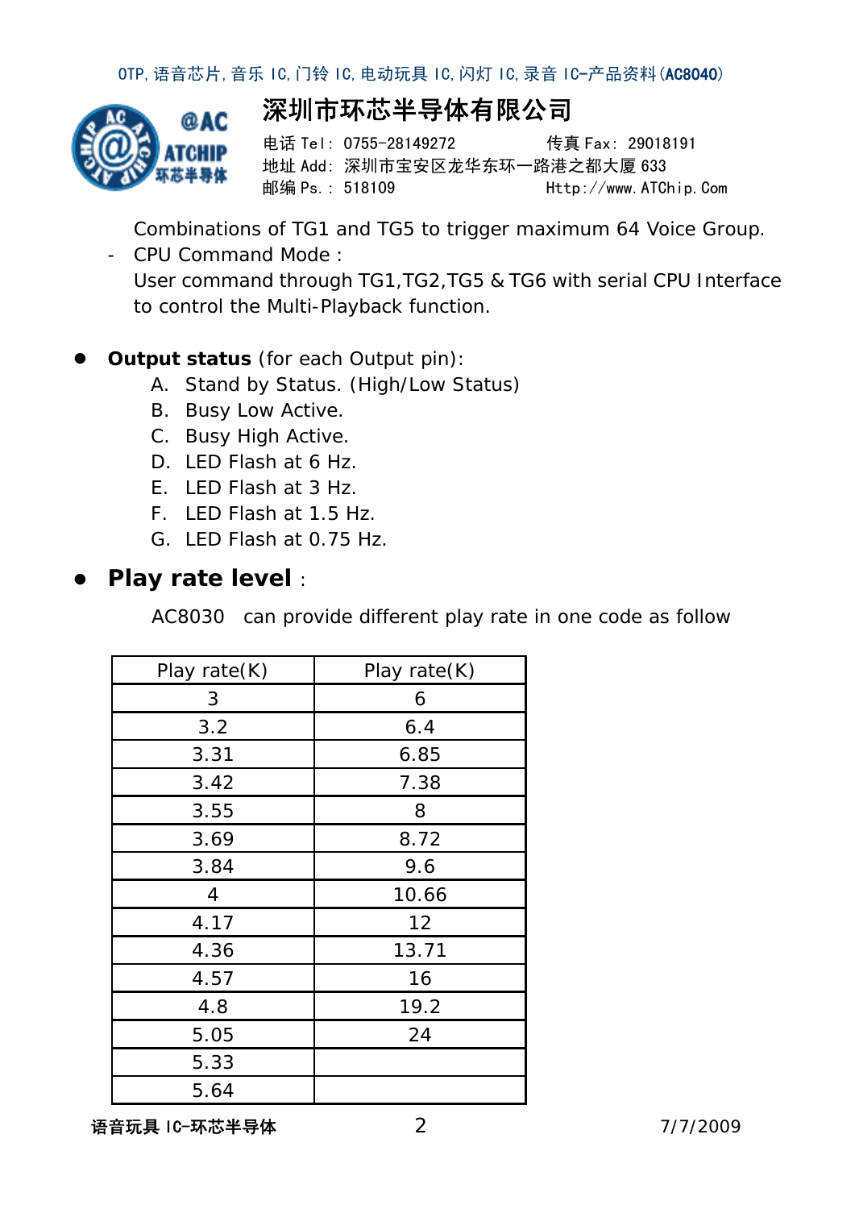Combinations of TG1 and TG5 to trigger maximum 64 Voice Group.

- CPU Command Mode :
  User command through TG1,TG2,TG5 & TG6 with serial CPU Interface to control the Multi-Playback function.

- **Output status** (for each Output pin):
  - A. Stand by Status. (High/Low Status)
  - B. Busy Low Active.
  - C. Busy High Active.
  - D. LED Flash at 6 Hz.
  - E. LED Flash at 3 Hz.
  - F. LED Flash at 1.5 Hz.
  - G. LED Flash at 0.75 Hz.

- **Play rate level** :

  AC8030 can provide different play rate in one code as follow

| Play rate(K) | Play rate(K) |
|---|---|
| 3 | 6 |
| 3.2 | 6.4 |
| 3.31 | 6.85 |
| 3.42 | 7.38 |
| 3.55 | 8 |
| 3.69 | 8.72 |
| 3.84 | 9.6 |
| 4 | 10.66 |
| 4.17 | 12 |
| 4.36 | 13.71 |
| 4.57 | 16 |
| 4.8 | 19.2 |
| 5.05 | 24 |
| 5.33 | |
| 5.64 | |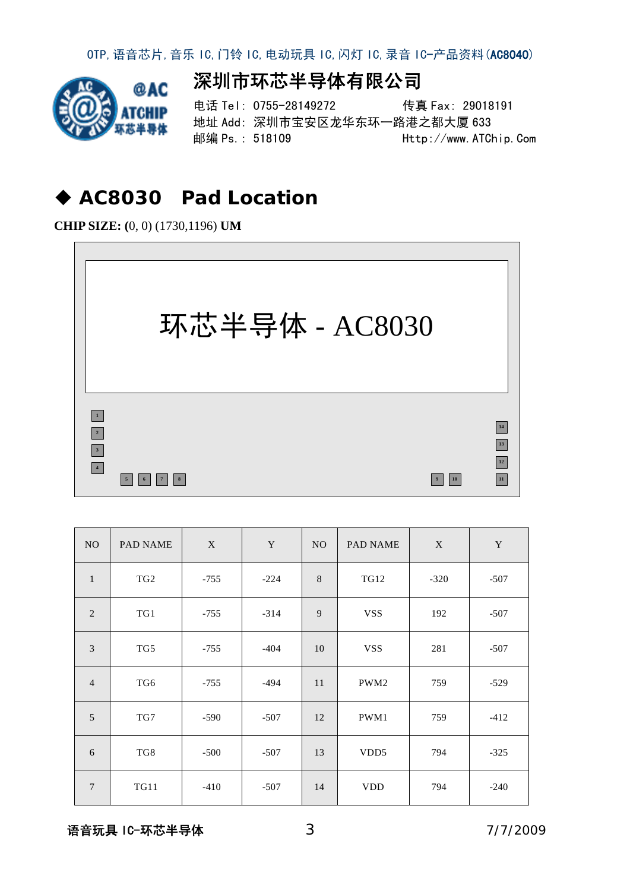## ◆ AC8030 Pad Location

**CHIP SIZE: (**0, 0) (1730,1196) **UM**

环芯半导体 - AC8030

| NO | PAD NAME | X | Y | NO | PAD NAME | X | Y |
|---|---|---|---|---|---|---|---|
| 1 | TG2 | -755 | -224 | 8 | TG12 | -320 | -507 |
| 2 | TG1 | -755 | -314 | 9 | VSS | 192 | -507 |
| 3 | TG5 | -755 | -404 | 10 | VSS | 281 | -507 |
| 4 | TG6 | -755 | -494 | 11 | PWM2 | 759 | -529 |
| 5 | TG7 | -590 | -507 | 12 | PWM1 | 759 | -412 |
| 6 | TG8 | -500 | -507 | 13 | VDD5 | 794 | -325 |
| 7 | TG11 | -410 | -507 | 14 | VDD | 794 | -240 |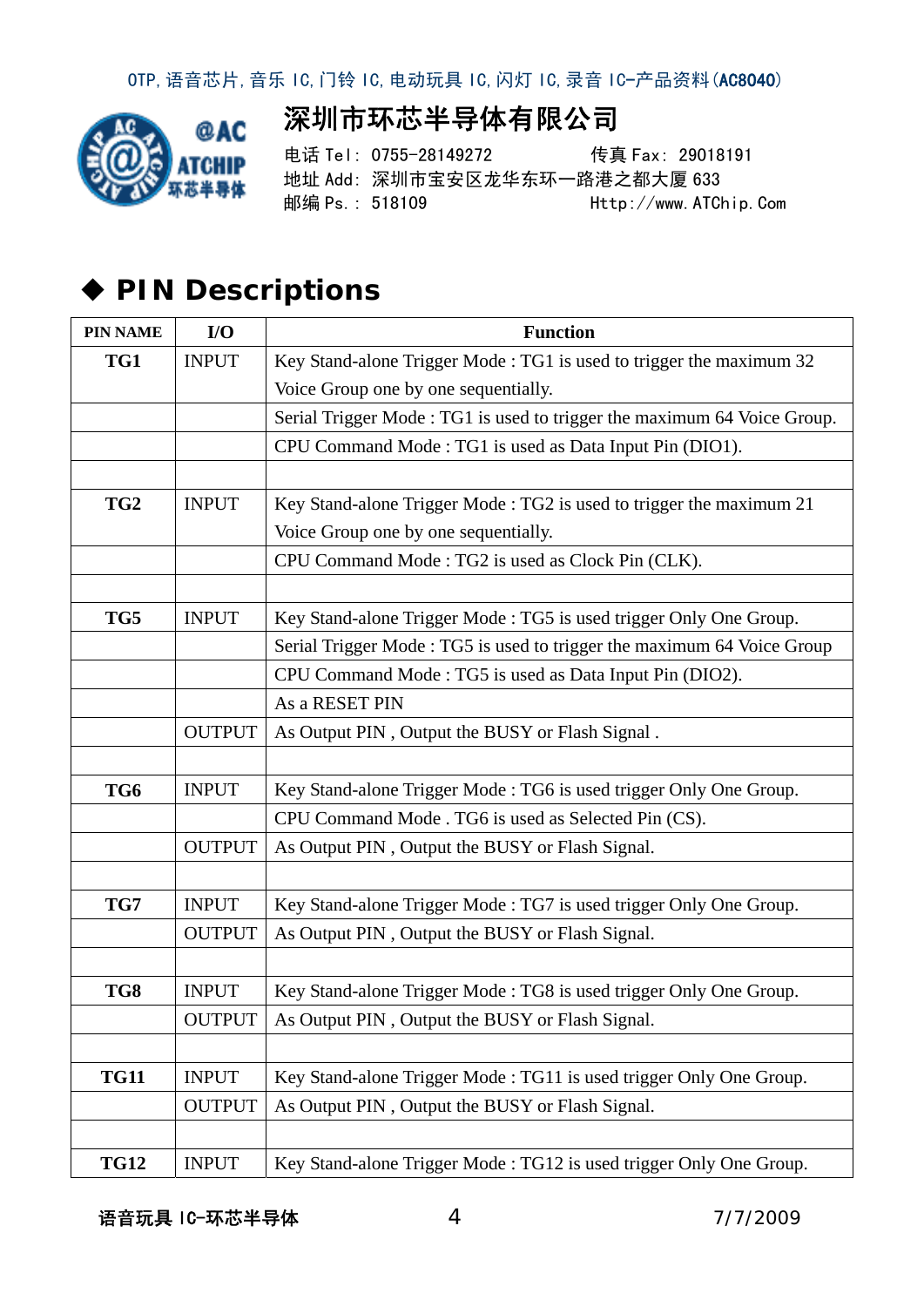## ◆ PIN Descriptions

| PIN NAME | I/O | Function |
|---|---|---|
| TG1 | INPUT | Key Stand-alone Trigger Mode : TG1 is used to trigger the maximum 32 Voice Group one by one sequentially. |
| | | Serial Trigger Mode : TG1 is used to trigger the maximum 64 Voice Group. |
| | | CPU Command Mode : TG1 is used as Data Input Pin (DIO1). |
| | | |
| TG2 | INPUT | Key Stand-alone Trigger Mode : TG2 is used to trigger the maximum 21 Voice Group one by one sequentially. |
| | | CPU Command Mode : TG2 is used as Clock Pin (CLK). |
| | | |
| TG5 | INPUT | Key Stand-alone Trigger Mode : TG5 is used trigger Only One Group. |
| | | Serial Trigger Mode : TG5 is used to trigger the maximum 64 Voice Group |
| | | CPU Command Mode : TG5 is used as Data Input Pin (DIO2). |
| | | As a RESET PIN |
| | OUTPUT | As Output PIN , Output the BUSY or Flash Signal . |
| | | |
| TG6 | INPUT | Key Stand-alone Trigger Mode : TG6 is used trigger Only One Group. |
| | | CPU Command Mode . TG6 is used as Selected Pin (CS). |
| | OUTPUT | As Output PIN , Output the BUSY or Flash Signal. |
| | | |
| TG7 | INPUT | Key Stand-alone Trigger Mode : TG7 is used trigger Only One Group. |
| | OUTPUT | As Output PIN , Output the BUSY or Flash Signal. |
| | | |
| TG8 | INPUT | Key Stand-alone Trigger Mode : TG8 is used trigger Only One Group. |
| | OUTPUT | As Output PIN , Output the BUSY or Flash Signal. |
| | | |
| TG11 | INPUT | Key Stand-alone Trigger Mode : TG11 is used trigger Only One Group. |
| | OUTPUT | As Output PIN , Output the BUSY or Flash Signal. |
| | | |
| TG12 | INPUT | Key Stand-alone Trigger Mode : TG12 is used trigger Only One Group. |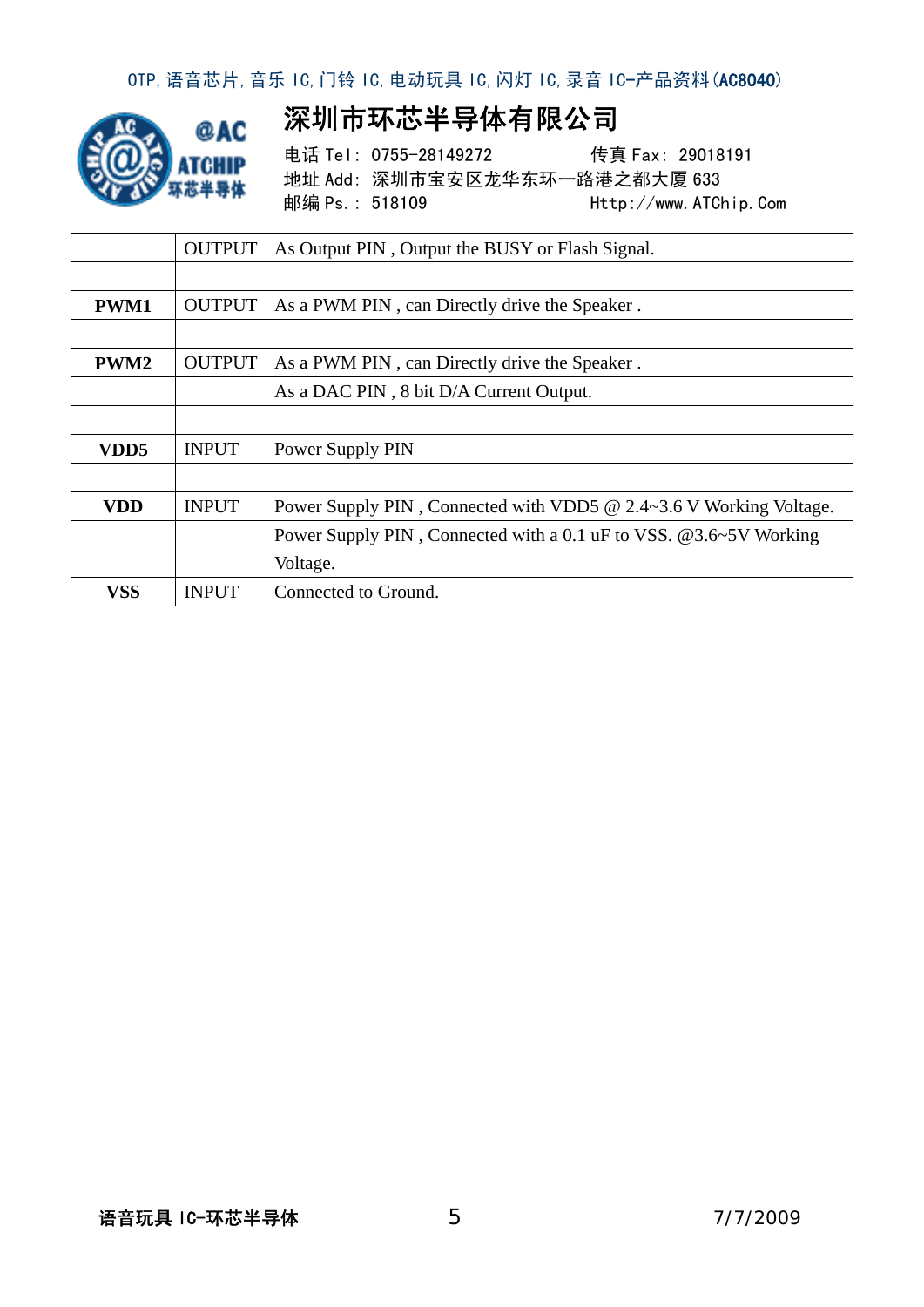|  |  |  |
|---|---|---|
|  | OUTPUT | As Output PIN , Output the BUSY or Flash Signal. |
|  |  |  |
| **PWM1** | OUTPUT | As a PWM PIN , can Directly drive the Speaker . |
|  |  |  |
| **PWM2** | OUTPUT | As a PWM PIN , can Directly drive the Speaker . |
|  |  | As a DAC PIN , 8 bit D/A Current Output. |
|  |  |  |
| **VDD5** | INPUT | Power Supply PIN |
|  |  |  |
| **VDD** | INPUT | Power Supply PIN , Connected with VDD5 @ 2.4~3.6 V Working Voltage. |
|  |  | Power Supply PIN , Connected with a 0.1 uF to VSS. @3.6~5V Working Voltage. |
| **VSS** | INPUT | Connected to Ground. |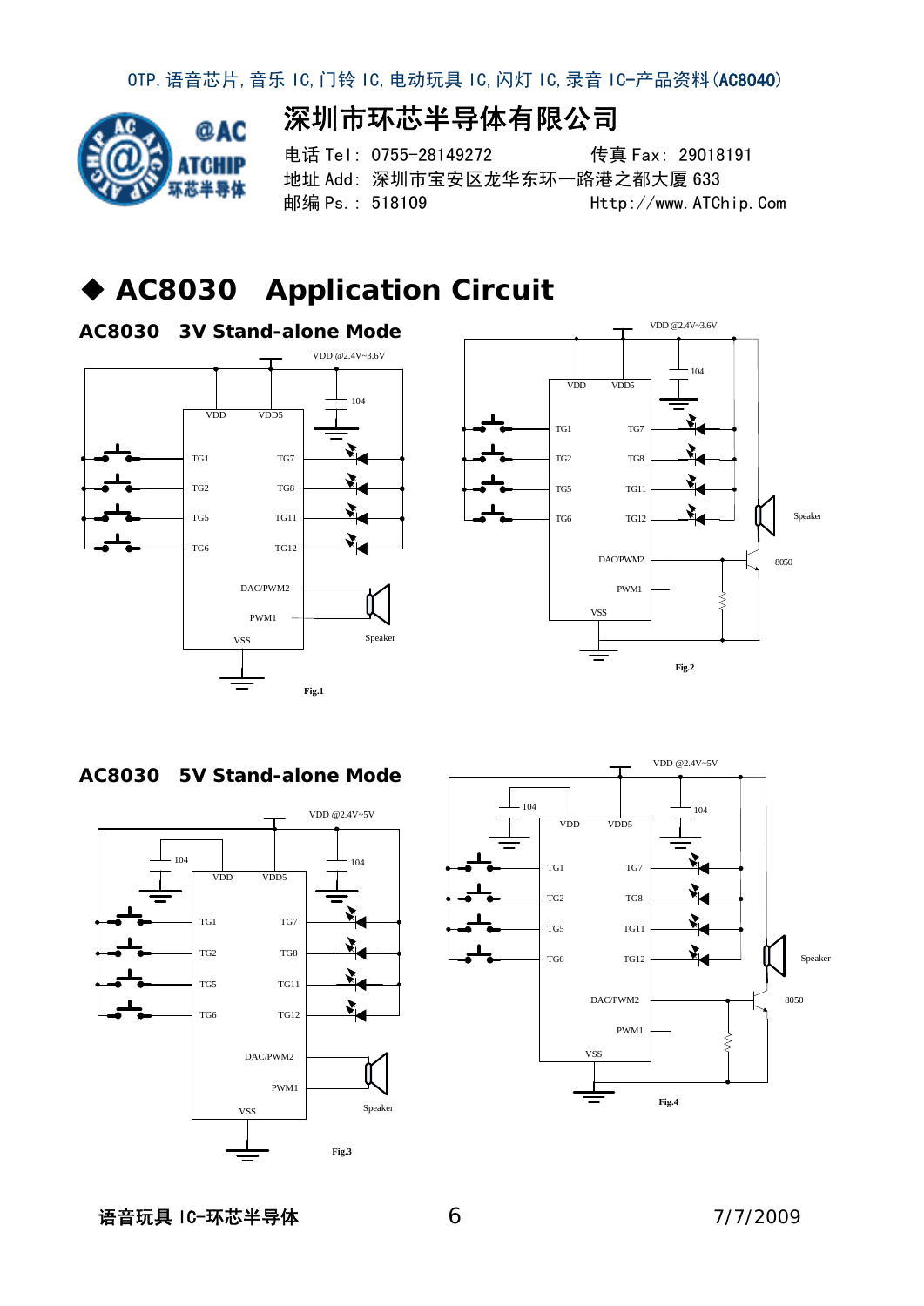# ◆ AC8030 Application Circuit

## AC8030 3V Stand-alone Mode

VDD @2.4V~3.6V

104

VDD VDD5

TG1 TG7

TG2 TG8

TG5 TG11

TG6 TG12

DAC/PWM2

PWM1

VSS

Speaker

Fig.1

VDD @2.4V~3.6V

104

VDD VDD5

TG1 TG7

TG2 TG8

TG5 TG11

TG6 TG12

Speaker

DAC/PWM2

8050

PWM1

VSS

Fig.2

## AC8030 5V Stand-alone Mode

VDD @2.4V~5V

104

104

VDD VDD5

TG1 TG7

TG2 TG8

TG5 TG11

TG6 TG12

DAC/PWM2

PWM1

VSS

Speaker

Fig.3

VDD @2.4V~5V

104

104

VDD VDD5

TG1 TG7

TG2 TG8

TG5 TG11

TG6 TG12

Speaker

DAC/PWM2

8050

PWM1

VSS

Fig.4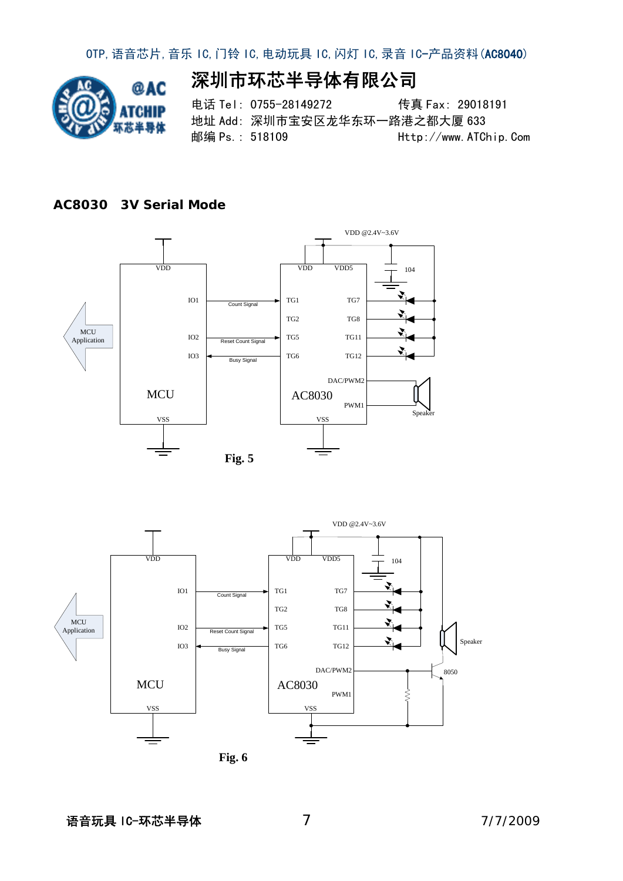## AC8030 3V Serial Mode

VDD @2.4V~3.6V

104

MCU Application

VDD

IO1

IO2

IO3

MCU

VSS

Count Signal

Reset Count Signal

Busy Signal

VDD VDD5

TG1 TG7

TG2 TG8

TG5 TG11

TG6 TG12

DAC/PWM2

AC8030

PWM1

VSS

Speaker

**Fig. 5**

VDD @2.4V~3.6V

104

MCU Application

VDD

IO1

IO2

IO3

MCU

VSS

Count Signal

Reset Count Signal

Busy Signal

VDD VDD5

TG1 TG7

TG2 TG8

TG5 TG11

TG6 TG12

DAC/PWM2

AC8030

PWM1

VSS

Speaker

8050

**Fig. 6**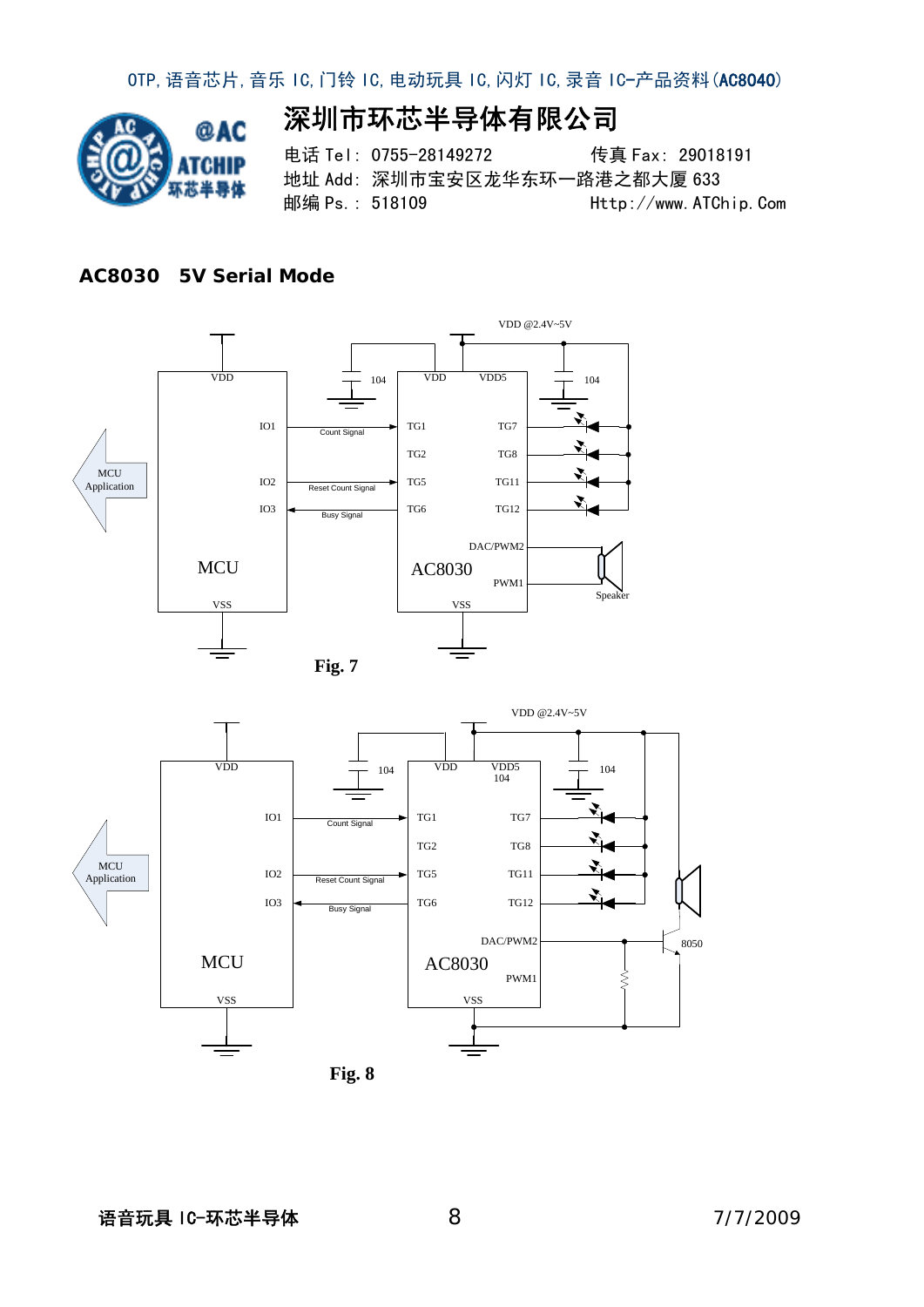## AC8030 5V Serial Mode

Fig. 7

Fig. 8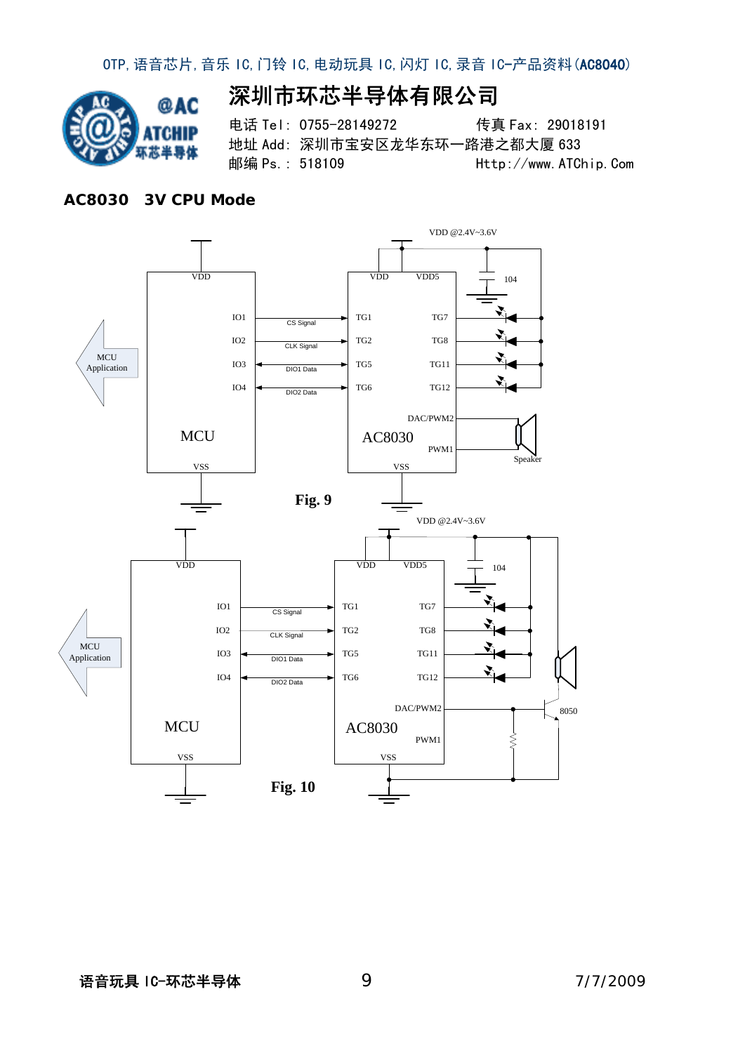## AC8030 3V CPU Mode

Fig. 9

Fig. 10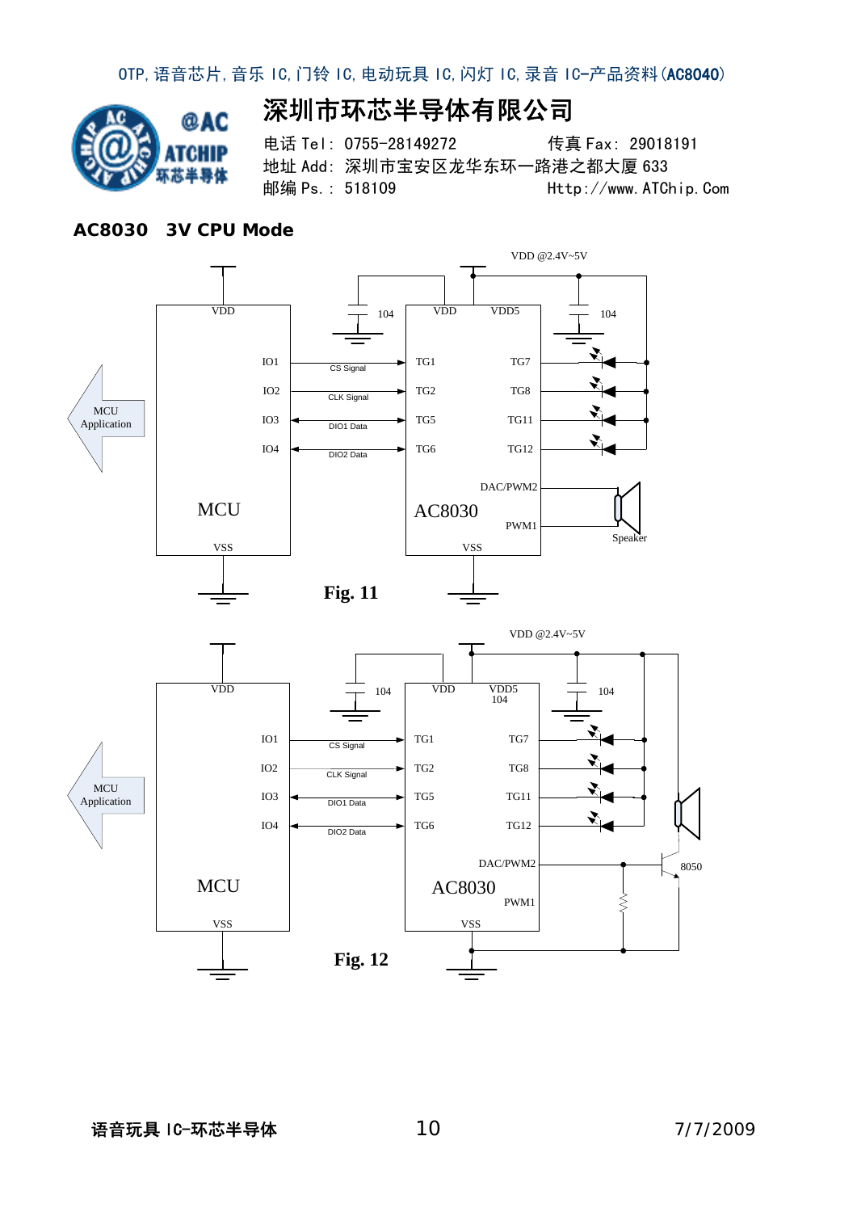## AC8030 3V CPU Mode

Fig. 11

Fig. 12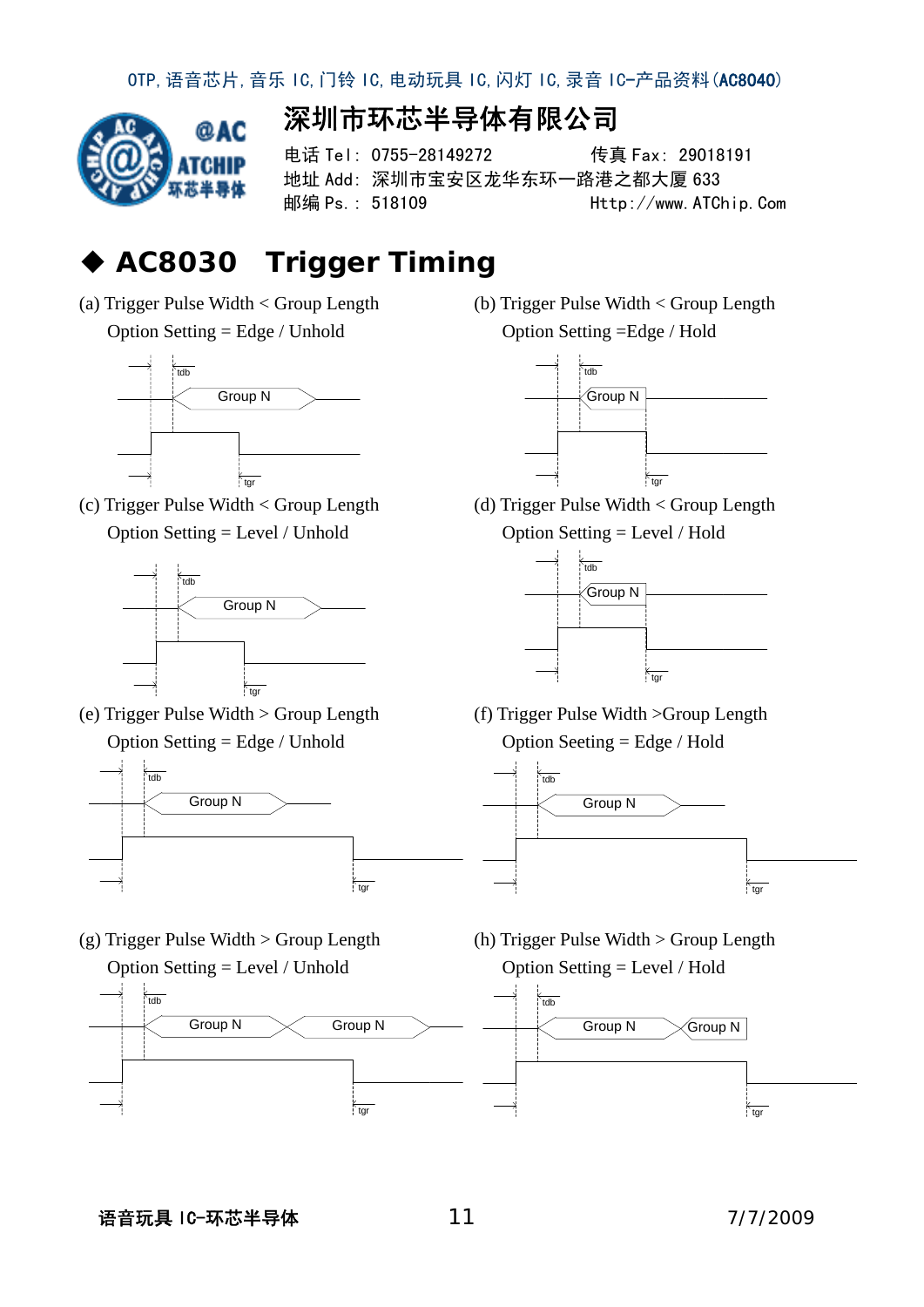## ◆ AC8030 Trigger Timing

(a) Trigger Pulse Width < Group Length
Option Setting = Edge / Unhold

tdb
Group N
tgr

(b) Trigger Pulse Width < Group Length
Option Setting =Edge / Hold

tdb
Group N
tgr

(c) Trigger Pulse Width < Group Length
Option Setting = Level / Unhold

tdb
Group N
tgr

(d) Trigger Pulse Width < Group Length
Option Setting = Level / Hold

tdb
Group N
tgr

(e) Trigger Pulse Width > Group Length
Option Setting = Edge / Unhold

tdb
Group N
tgr

(f) Trigger Pulse Width >Group Length
Option Seeting = Edge / Hold

tdb
Group N
tgr

(g) Trigger Pulse Width > Group Length
Option Setting = Level / Unhold

tdb
Group N
Group N
tgr

(h) Trigger Pulse Width > Group Length
Option Setting = Level / Hold

tdb
Group N
Group N
tgr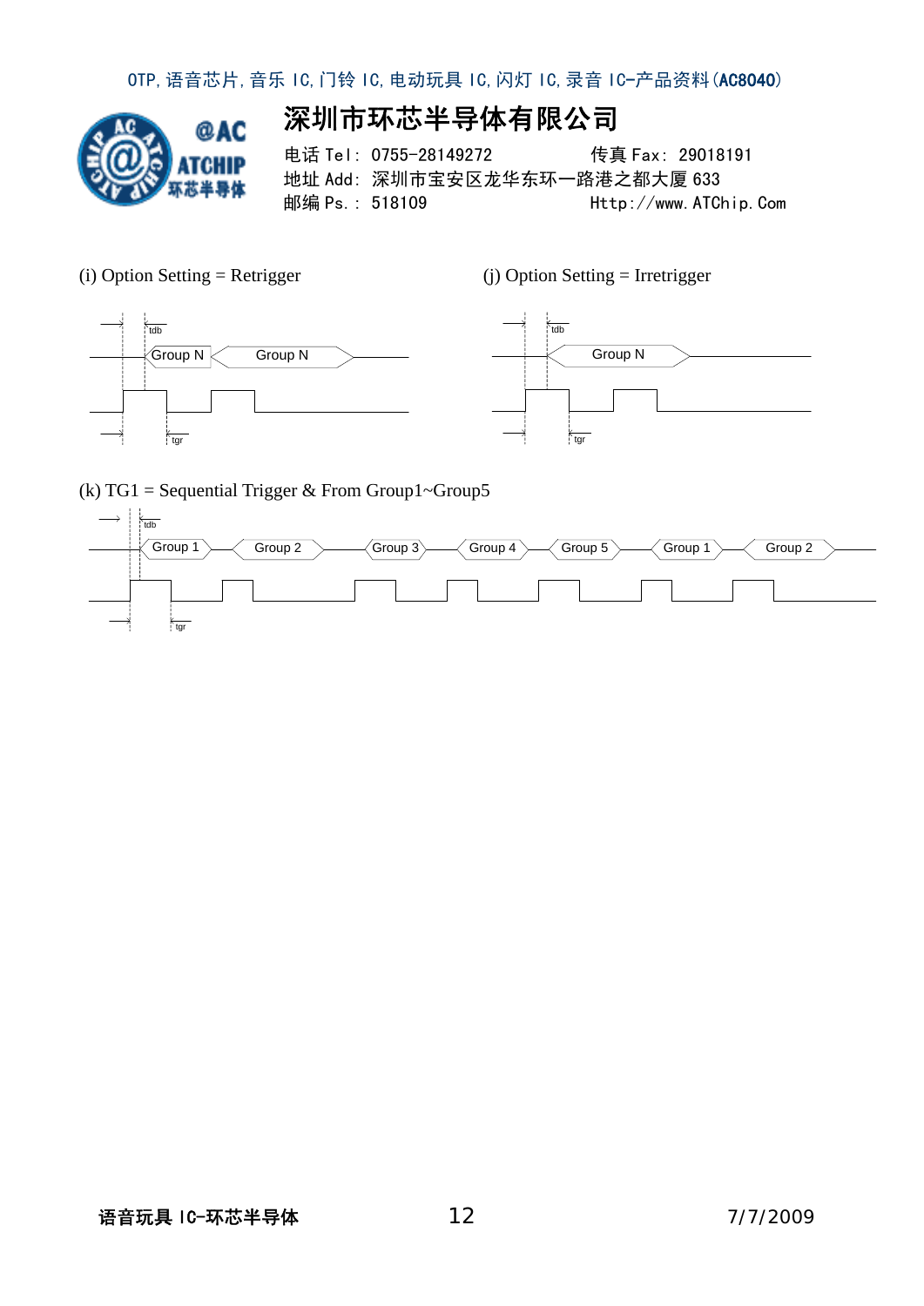(i) Option Setting = Retrigger

tdb

Group N　Group N

tgr

(j) Option Setting = Irretrigger

tdb

Group N

tgr

(k) TG1 = Sequential Trigger & From Group1~Group5

tdb

Group 1　Group 2　Group 3　Group 4　Group 5　Group 1　Group 2

tgr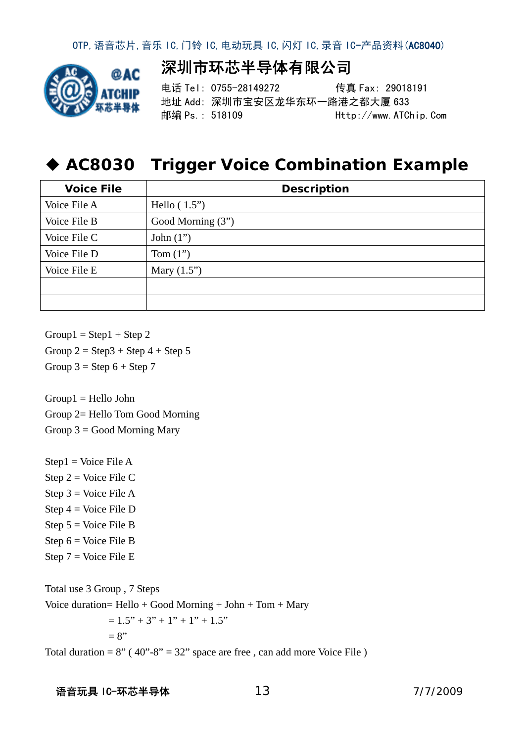## ◆ AC8030 Trigger Voice Combination Example

| Voice File | Description |
|---|---|
| Voice File A | Hello ( 1.5”) |
| Voice File B | Good Morning (3”) |
| Voice File C | John (1”) |
| Voice File D | Tom (1”) |
| Voice File E | Mary (1.5”) |
| | |
| | |

Group1 = Step1 + Step 2
Group 2 = Step3 + Step 4 + Step 5
Group 3 = Step 6 + Step 7

Group1 = Hello John
Group 2= Hello Tom Good Morning
Group 3 = Good Morning Mary

Step1 = Voice File A
Step 2 = Voice File C
Step 3 = Voice File A
Step 4 = Voice File D
Step 5 = Voice File B
Step 6 = Voice File B
Step 7 = Voice File E

Total use 3 Group , 7 Steps
Voice duration= Hello + Good Morning + John + Tom + Mary
= 1.5” + 3” + 1” + 1” + 1.5”
= 8”
Total duration = 8” ( 40”-8” = 32” space are free , can add more Voice File )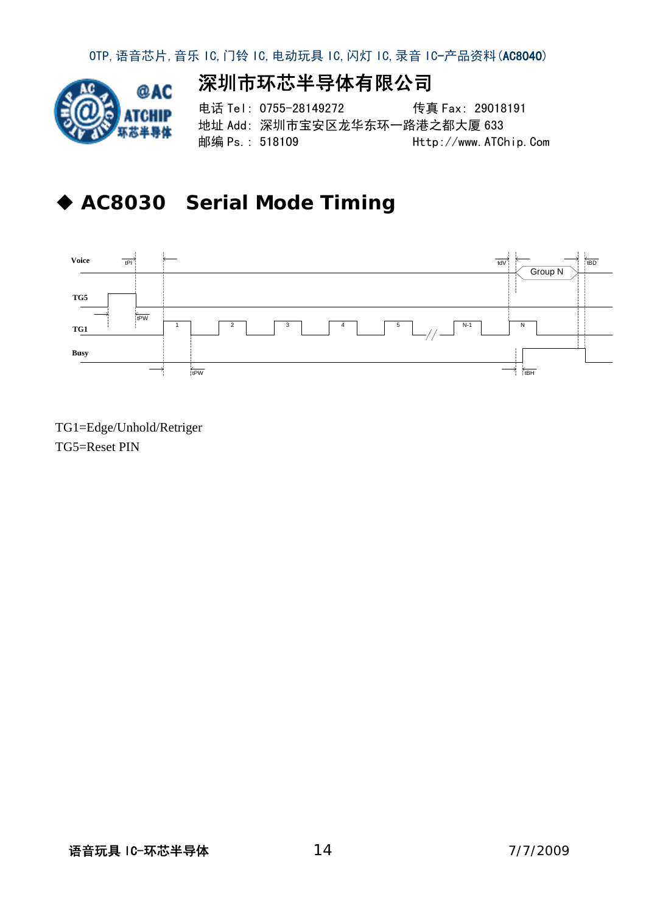## ◆ AC8030 Serial Mode Timing

TG1=Edge/Unhold/Retriger
TG5=Reset PIN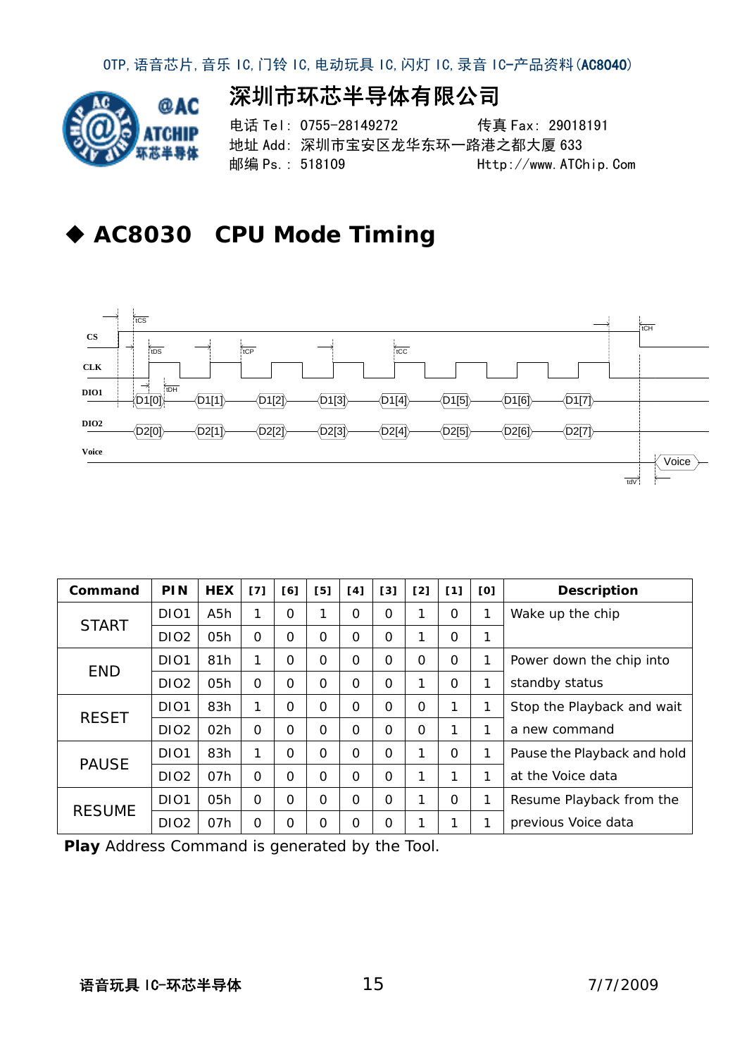## ◆ AC8030 CPU Mode Timing

| Command | PIN | HEX | [7] | [6] | [5] | [4] | [3] | [2] | [1] | [0] | Description |
|---|---|---|---|---|---|---|---|---|---|---|---|
| START | DIO1 | A5h | 1 | 0 | 1 | 0 | 0 | 1 | 0 | 1 | Wake up the chip |
| | DIO2 | 05h | 0 | 0 | 0 | 0 | 0 | 1 | 0 | 1 | |
| END | DIO1 | 81h | 1 | 0 | 0 | 0 | 0 | 0 | 0 | 1 | Power down the chip into standby status |
| | DIO2 | 05h | 0 | 0 | 0 | 0 | 0 | 1 | 0 | 1 | |
| RESET | DIO1 | 83h | 1 | 0 | 0 | 0 | 0 | 0 | 1 | 1 | Stop the Playback and wait a new command |
| | DIO2 | 02h | 0 | 0 | 0 | 0 | 0 | 0 | 1 | 1 | |
| PAUSE | DIO1 | 83h | 1 | 0 | 0 | 0 | 0 | 1 | 0 | 1 | Pause the Playback and hold at the Voice data |
| | DIO2 | 07h | 0 | 0 | 0 | 0 | 0 | 1 | 1 | 1 | |
| RESUME | DIO1 | 05h | 0 | 0 | 0 | 0 | 0 | 1 | 0 | 1 | Resume Playback from the previous Voice data |
| | DIO2 | 07h | 0 | 0 | 0 | 0 | 0 | 1 | 1 | 1 | |

**Play** Address Command is generated by the Tool.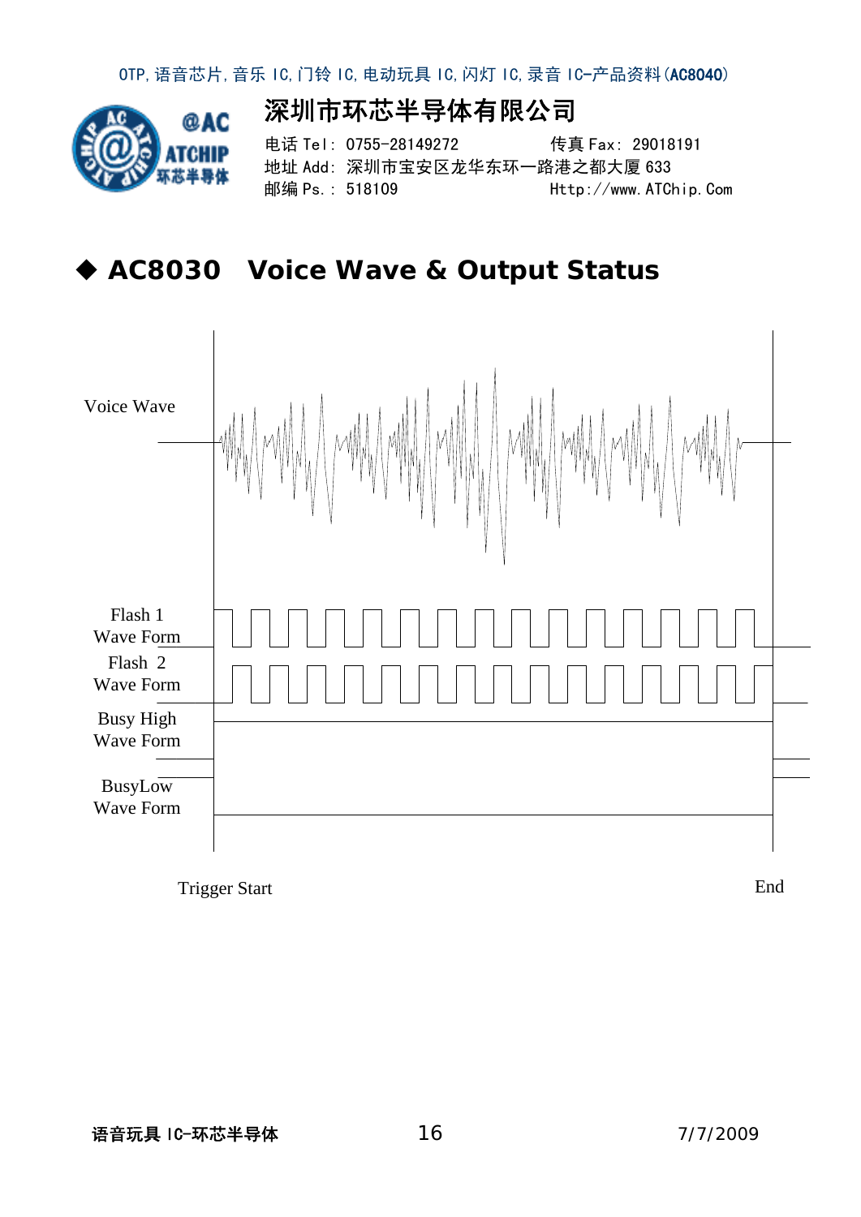## ◆ AC8030 Voice Wave & Output Status

Voice Wave

Flash 1 Wave Form

Flash 2 Wave Form

Busy High Wave Form

BusyLow Wave Form

Trigger Start

End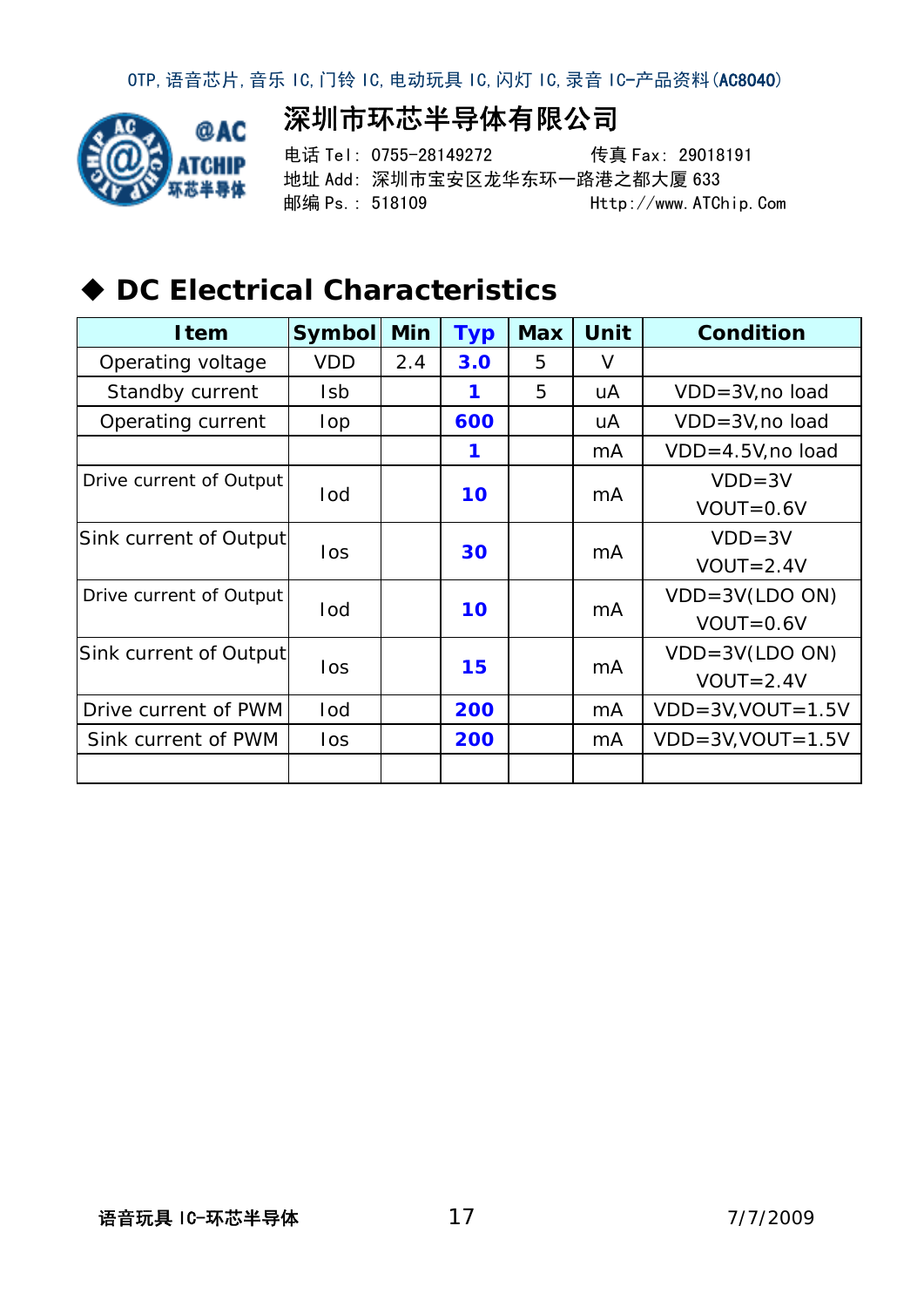## ◆ DC Electrical Characteristics

| Item | Symbol | Min | Typ | Max | Unit | Condition |
|---|---|---|---|---|---|---|
| Operating voltage | VDD | 2.4 | **3.0** | 5 | V | |
| Standby current | Isb | | **1** | 5 | uA | VDD=3V,no load |
| Operating current | Iop | | **600** | | uA | VDD=3V,no load |
| | | | **1** | | mA | VDD=4.5V,no load |
| Drive current of Output | Iod | | **10** | | mA | VDD=3V VOUT=0.6V |
| Sink current of Output | Ios | | **30** | | mA | VDD=3V VOUT=2.4V |
| Drive current of Output | Iod | | **10** | | mA | VDD=3V(LDO ON) VOUT=0.6V |
| Sink current of Output | Ios | | **15** | | mA | VDD=3V(LDO ON) VOUT=2.4V |
| Drive current of PWM | Iod | | **200** | | mA | VDD=3V,VOUT=1.5V |
| Sink current of PWM | Ios | | **200** | | mA | VDD=3V,VOUT=1.5V |
| | | | | | | |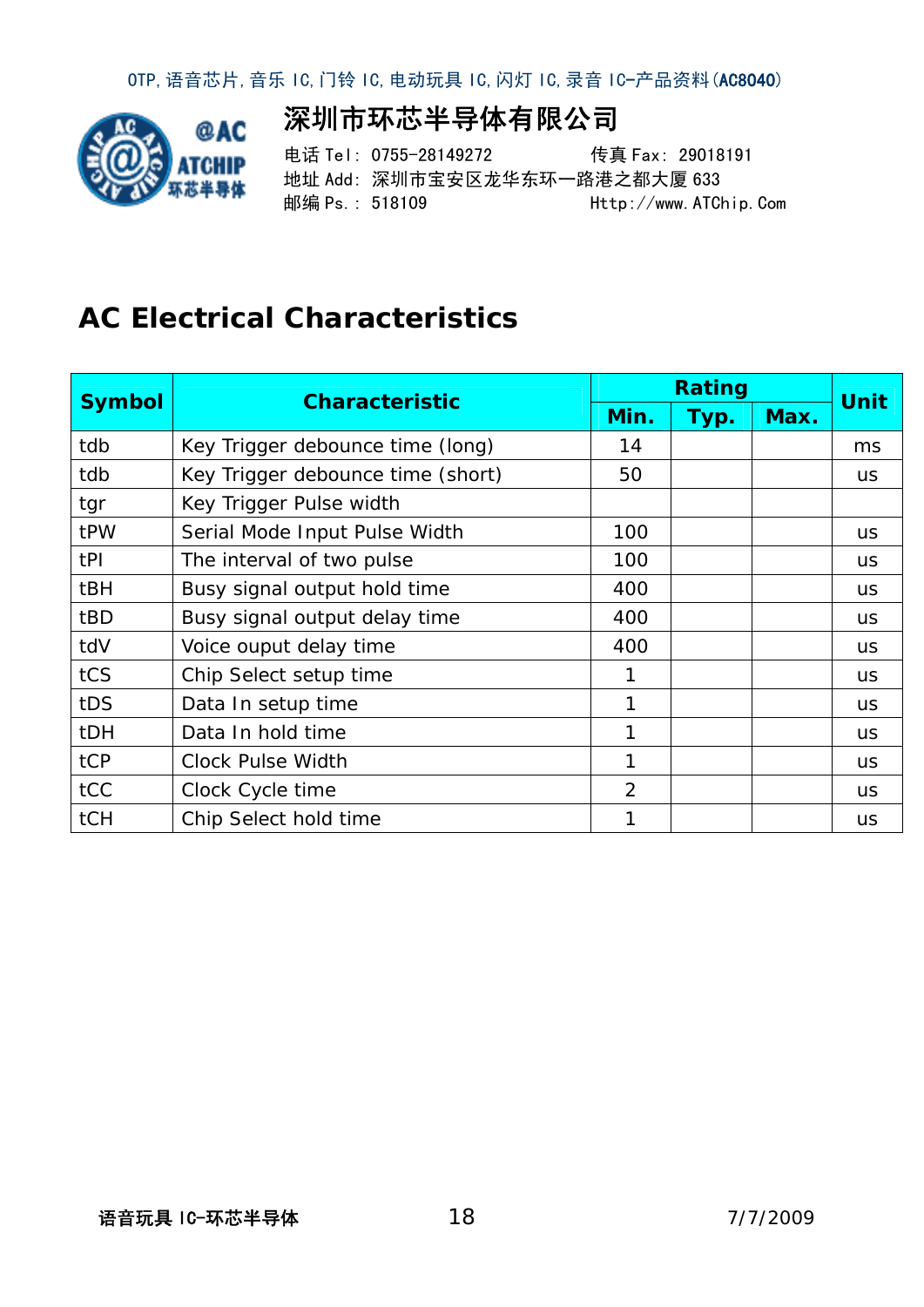## AC Electrical Characteristics

| Symbol | Characteristic | Rating | | | Unit |
|---|---|---|---|---|---|
| | | Min. | Typ. | Max. | |
| tdb | Key Trigger debounce time (long) | 14 | | | ms |
| tdb | Key Trigger debounce time (short) | 50 | | | us |
| tgr | Key Trigger Pulse width | | | | |
| tPW | Serial Mode Input Pulse Width | 100 | | | us |
| tPI | The interval of two pulse | 100 | | | us |
| tBH | Busy signal output hold time | 400 | | | us |
| tBD | Busy signal output delay time | 400 | | | us |
| tdV | Voice ouput delay time | 400 | | | us |
| tCS | Chip Select setup time | 1 | | | us |
| tDS | Data In setup time | 1 | | | us |
| tDH | Data In hold time | 1 | | | us |
| tCP | Clock Pulse Width | 1 | | | us |
| tCC | Clock Cycle time | 2 | | | us |
| tCH | Chip Select hold time | 1 | | | us |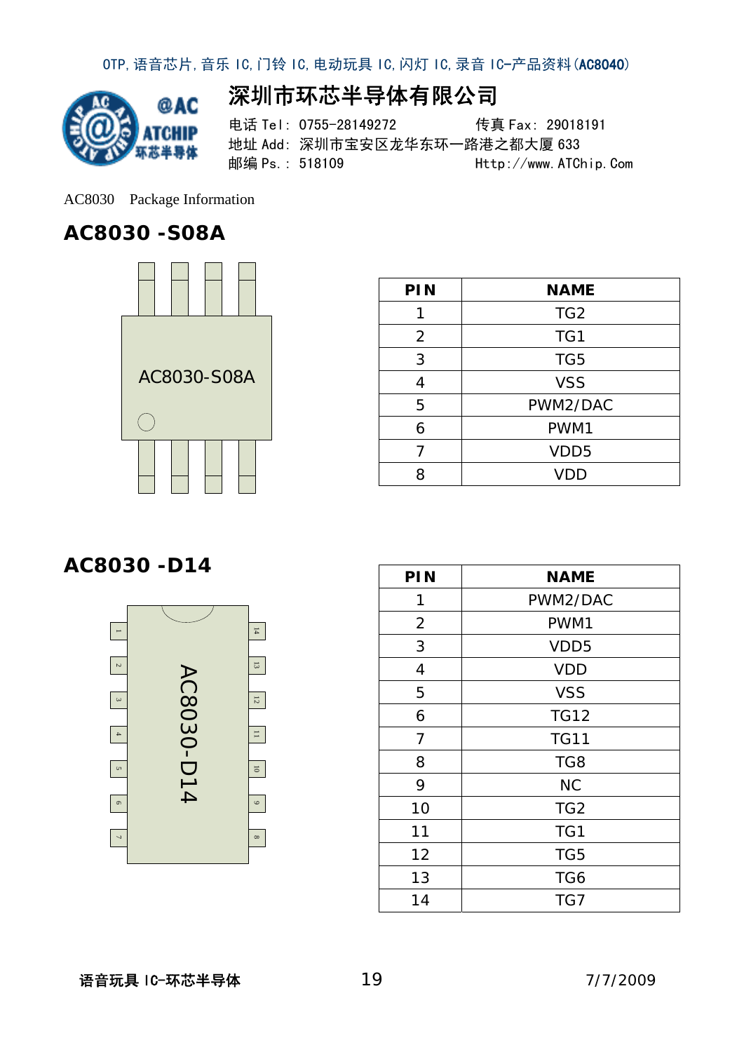AC8030　Package Information

## AC8030 -S08A

| PIN | NAME |
|---|---|
| 1 | TG2 |
| 2 | TG1 |
| 3 | TG5 |
| 4 | VSS |
| 5 | PWM2/DAC |
| 6 | PWM1 |
| 7 | VDD5 |
| 8 | VDD |

## AC8030 -D14

| PIN | NAME |
|---|---|
| 1 | PWM2/DAC |
| 2 | PWM1 |
| 3 | VDD5 |
| 4 | VDD |
| 5 | VSS |
| 6 | TG12 |
| 7 | TG11 |
| 8 | TG8 |
| 9 | NC |
| 10 | TG2 |
| 11 | TG1 |
| 12 | TG5 |
| 13 | TG6 |
| 14 | TG7 |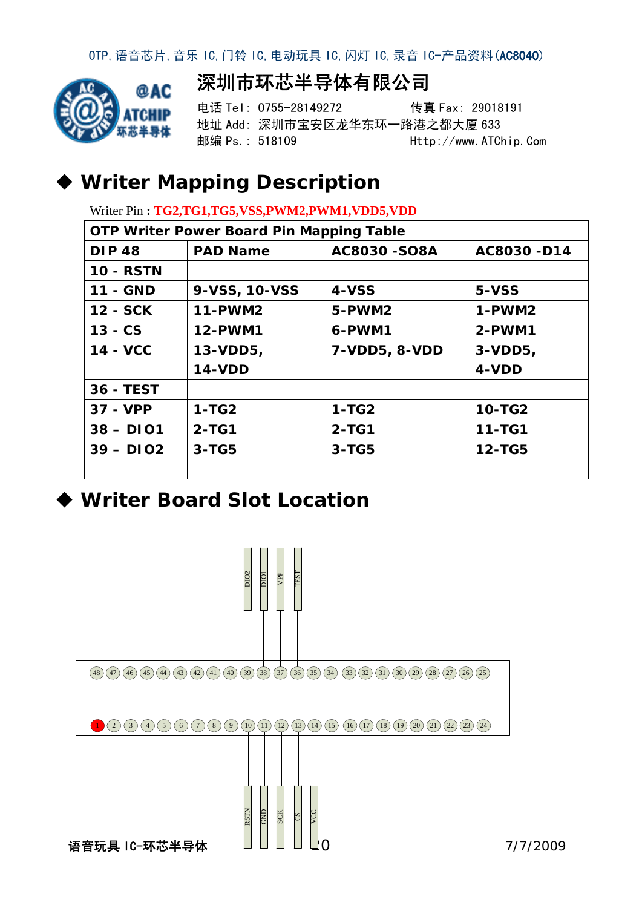# Writer Mapping Description

Writer Pin : **TG2,TG1,TG5,VSS,PWM2,PWM1,VDD5,VDD**

| OTP Writer Power Board Pin Mapping Table | | | |
|---|---|---|---|
| **DIP 48** | **PAD Name** | **AC8030 -SO8A** | **AC8030 -D14** |
| **10 - RSTN** | | | |
| **11 - GND** | **9-VSS, 10-VSS** | **4-VSS** | **5-VSS** |
| **12 - SCK** | **11-PWM2** | **5-PWM2** | **1-PWM2** |
| **13 - CS** | **12-PWM1** | **6-PWM1** | **2-PWM1** |
| **14 - VCC** | **13-VDD5, 14-VDD** | **7-VDD5, 8-VDD** | **3-VDD5, 4-VDD** |
| **36 - TEST** | | | |
| **37 - VPP** | **1-TG2** | **1-TG2** | **10-TG2** |
| **38 – DIO1** | **2-TG1** | **2-TG1** | **11-TG1** |
| **39 – DIO2** | **3-TG5** | **3-TG5** | **12-TG5** |
| | | | |

# Writer Board Slot Location

DIO2 DIO1 VPP TEST

48 47 46 45 44 43 42 41 40 39 38 37 36 35 34 33 32 31 30 29 28 27 26 25

1 2 3 4 5 6 7 8 9 10 11 12 13 14 15 16 17 18 19 20 21 22 23 24

RSTN GND SCK CS VCC